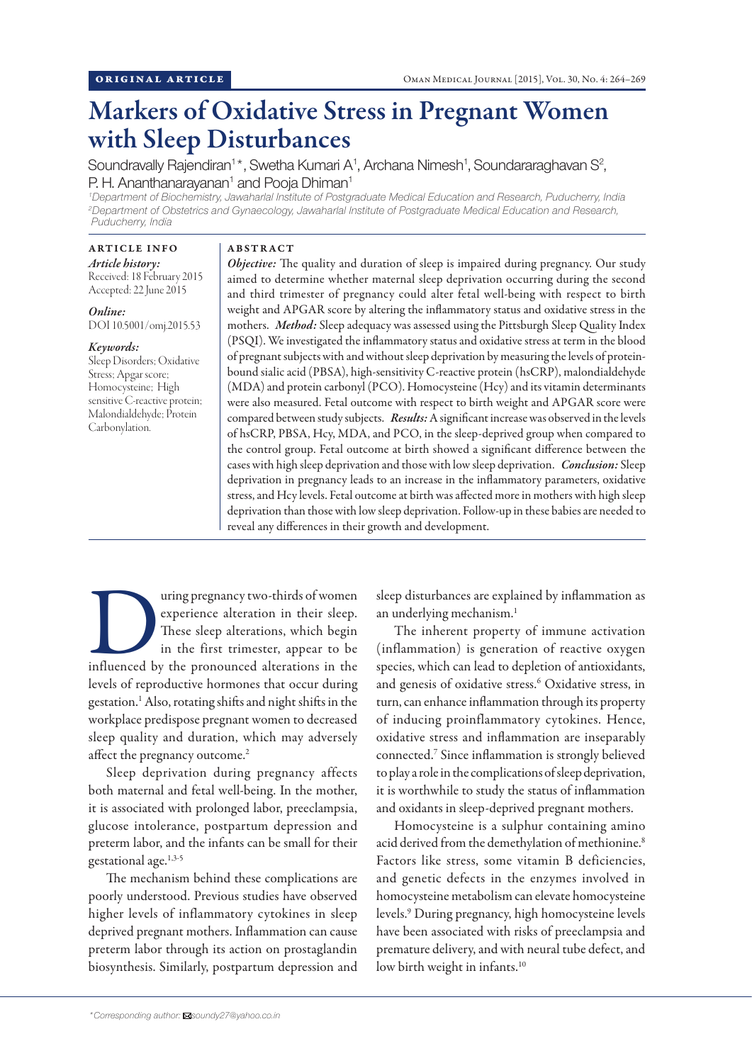ORIGINAL ARTICLE

# Markers of Oxidative Stress in Pregnant Women with Sleep Disturbances

Soundravally Rajendiran[1]*, Swetha Kumari A[1], Archana Nimesh[1], Soundararaghavan S[2], P. H. Ananthanarayanan[1] and Pooja Dhiman[1]

[1]Department of Biochemistry, Jawaharlal Institute of Postgraduate Medical Education and Research, Puducherry, India
[2]Department of Obstetrics and Gynaecology, Jawaharlal Institute of Postgraduate Medical Education and Research, Puducherry, India

**ARTICLE INFO**

*Article history:*
Received: 18 February 2015
Accepted: 22 June 2015

*Online:*
DOI 10.5001/omj.2015.53

*Keywords:*
Sleep Disorders; Oxidative Stress; Apgar score; Homocysteine; High sensitive C-reactive protein; Malondialdehyde; Protein Carbonylation.

**ABSTRACT**

***Objective:*** The quality and duration of sleep is impaired during pregnancy. Our study aimed to determine whether maternal sleep deprivation occurring during the second and third trimester of pregnancy could alter fetal well-being with respect to birth weight and APGAR score by altering the inflammatory status and oxidative stress in the mothers. ***Method:*** Sleep adequacy was assessed using the Pittsburgh Sleep Quality Index (PSQI). We investigated the inflammatory status and oxidative stress at term in the blood of pregnant subjects with and without sleep deprivation by measuring the levels of protein-bound sialic acid (PBSA), high-sensitivity C-reactive protein (hsCRP), malondialdehyde (MDA) and protein carbonyl (PCO). Homocysteine (Hcy) and its vitamin determinants were also measured. Fetal outcome with respect to birth weight and APGAR score were compared between study subjects. ***Results:*** A significant increase was observed in the levels of hsCRP, PBSA, Hcy, MDA, and PCO, in the sleep-deprived group when compared to the control group. Fetal outcome at birth showed a significant difference between the cases with high sleep deprivation and those with low sleep deprivation. ***Conclusion:*** Sleep deprivation in pregnancy leads to an increase in the inflammatory parameters, oxidative stress, and Hcy levels. Fetal outcome at birth was affected more in mothers with high sleep deprivation than those with low sleep deprivation. Follow-up in these babies are needed to reveal any differences in their growth and development.

During pregnancy two-thirds of women experience alteration in their sleep. These sleep alterations, which begin in the first trimester, appear to be influenced by the pronounced alterations in the levels of reproductive hormones that occur during gestation.[1] Also, rotating shifts and night shifts in the workplace predispose pregnant women to decreased sleep quality and duration, which may adversely affect the pregnancy outcome.[2]

Sleep deprivation during pregnancy affects both maternal and fetal well-being. In the mother, it is associated with prolonged labor, preeclampsia, glucose intolerance, postpartum depression and preterm labor, and the infants can be small for their gestational age.[1,3-5]

The mechanism behind these complications are poorly understood. Previous studies have observed higher levels of inflammatory cytokines in sleep deprived pregnant mothers. Inflammation can cause preterm labor through its action on prostaglandin biosynthesis. Similarly, postpartum depression and sleep disturbances are explained by inflammation as an underlying mechanism.[1]

The inherent property of immune activation (inflammation) is generation of reactive oxygen species, which can lead to depletion of antioxidants, and genesis of oxidative stress.[6] Oxidative stress, in turn, can enhance inflammation through its property of inducing proinflammatory cytokines. Hence, oxidative stress and inflammation are inseparably connected.[7] Since inflammation is strongly believed to play a role in the complications of sleep deprivation, it is worthwhile to study the status of inflammation and oxidants in sleep-deprived pregnant mothers.

Homocysteine is a sulphur containing amino acid derived from the demethylation of methionine.[8] Factors like stress, some vitamin B deficiencies, and genetic defects in the enzymes involved in homocysteine metabolism can elevate homocysteine levels.[9] During pregnancy, high homocysteine levels have been associated with risks of preeclampsia and premature delivery, and with neural tube defect, and low birth weight in infants.[10]

*Corresponding author: soundy27@yahoo.co.in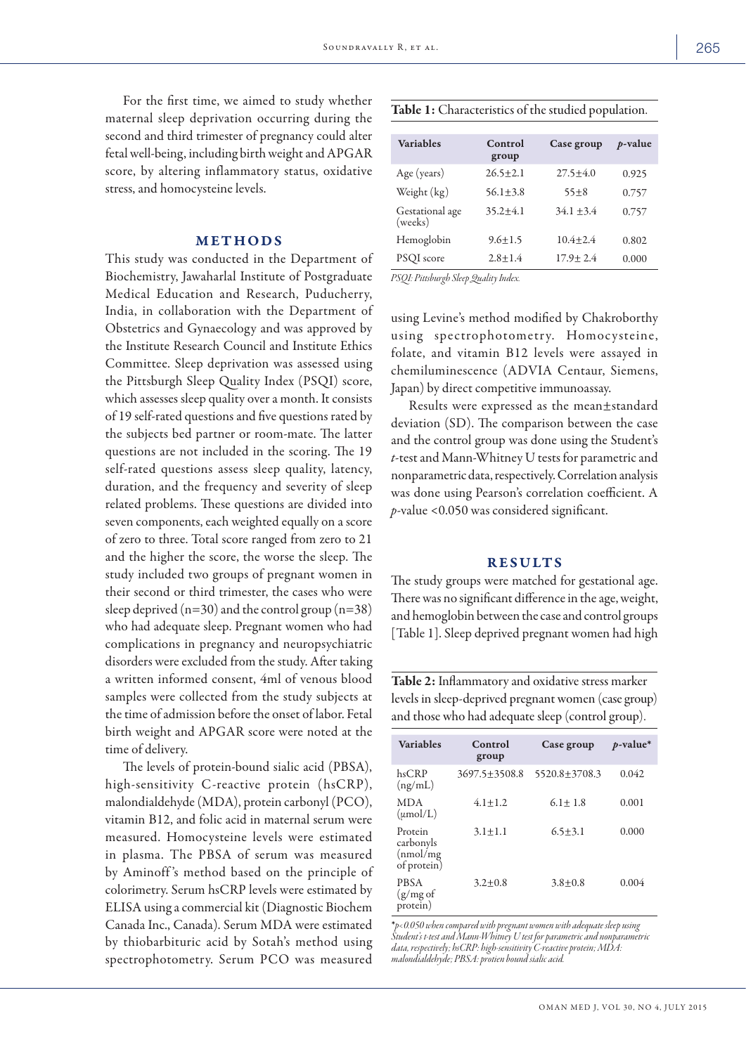For the first time, we aimed to study whether maternal sleep deprivation occurring during the second and third trimester of pregnancy could alter fetal well-being, including birth weight and APGAR score, by altering inflammatory status, oxidative stress, and homocysteine levels.

## METHODS

This study was conducted in the Department of Biochemistry, Jawaharlal Institute of Postgraduate Medical Education and Research, Puducherry, India, in collaboration with the Department of Obstetrics and Gynaecology and was approved by the Institute Research Council and Institute Ethics Committee. Sleep deprivation was assessed using the Pittsburgh Sleep Quality Index (PSQI) score, which assesses sleep quality over a month. It consists of 19 self-rated questions and five questions rated by the subjects bed partner or room-mate. The latter questions are not included in the scoring. The 19 self-rated questions assess sleep quality, latency, duration, and the frequency and severity of sleep related problems. These questions are divided into seven components, each weighted equally on a score of zero to three. Total score ranged from zero to 21 and the higher the score, the worse the sleep. The study included two groups of pregnant women in their second or third trimester, the cases who were sleep deprived (n=30) and the control group (n=38) who had adequate sleep. Pregnant women who had complications in pregnancy and neuropsychiatric disorders were excluded from the study. After taking a written informed consent, 4ml of venous blood samples were collected from the study subjects at the time of admission before the onset of labor. Fetal birth weight and APGAR score were noted at the time of delivery.

The levels of protein-bound sialic acid (PBSA), high-sensitivity C-reactive protein (hsCRP), malondialdehyde (MDA), protein carbonyl (PCO), vitamin B12, and folic acid in maternal serum were measured. Homocysteine levels were estimated in plasma. The PBSA of serum was measured by Aminoff's method based on the principle of colorimetry. Serum hsCRP levels were estimated by ELISA using a commercial kit (Diagnostic Biochem Canada Inc., Canada). Serum MDA were estimated by thiobarbituric acid by Sotah's method using spectrophotometry. Serum PCO was measured using Levine's method modified by Chakroborthy using spectrophotometry. Homocysteine, folate, and vitamin B12 levels were assayed in chemiluminescence (ADVIA Centaur, Siemens, Japan) by direct competitive immunoassay.

Results were expressed as the mean±standard deviation (SD). The comparison between the case and the control group was done using the Student's *t*-test and Mann-Whitney U tests for parametric and nonparametric data, respectively. Correlation analysis was done using Pearson's correlation coefficient. A *p*-value <0.050 was considered significant.

**Table 1:** Characteristics of the studied population.

| Variables | Control group | Case group | *p*-value |
|---|---|---|---|
| Age (years) | 26.5±2.1 | 27.5±4.0 | 0.925 |
| Weight (kg) | 56.1±3.8 | 55±8 | 0.757 |
| Gestational age (weeks) | 35.2±4.1 | 34.1 ±3.4 | 0.757 |
| Hemoglobin | 9.6±1.5 | 10.4±2.4 | 0.802 |
| PSQI score | 2.8±1.4 | 17.9± 2.4 | 0.000 |

*PSQI: Pittsburgh Sleep Quality Index.*

## RESULTS

The study groups were matched for gestational age. There was no significant difference in the age, weight, and hemoglobin between the case and control groups [Table 1]. Sleep deprived pregnant women had high

**Table 2:** Inflammatory and oxidative stress marker levels in sleep-deprived pregnant women (case group) and those who had adequate sleep (control group).

| Variables | Control group | Case group | *p*-value* |
|---|---|---|---|
| hsCRP (ng/mL) | 3697.5±3508.8 | 5520.8±3708.3 | 0.042 |
| MDA (μmol/L) | 4.1±1.2 | 6.1± 1.8 | 0.001 |
| Protein carbonyls (nmol/mg of protein) | 3.1±1.1 | 6.5±3.1 | 0.000 |
| PBSA (g/mg of protein) | 3.2±0.8 | 3.8±0.8 | 0.004 |

**p*<0.050 when compared with pregnant women with adequate sleep using Student's t-test and Mann-Whitney U test for parametric and nonparametric data, respectively; hsCRP: high-sensitivity C-reactive protein; MDA: malondialdehyde; PBSA: protien bound sialic acid.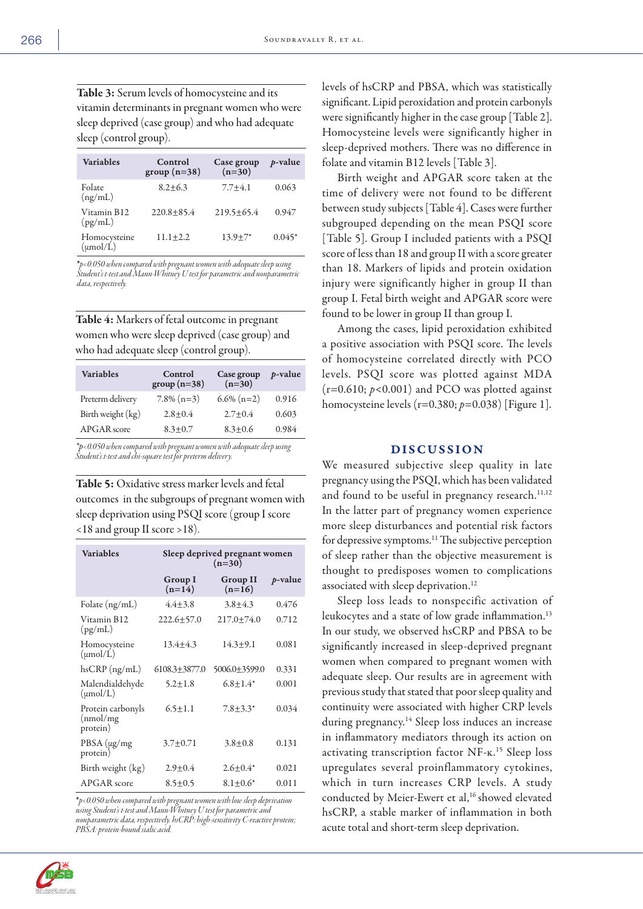**Table 3:** Serum levels of homocysteine and its vitamin determinants in pregnant women who were sleep deprived (case group) and who had adequate sleep (control group).

| Variables | Control group (n=38) | Case group (n=30) | $p$-value |
|---|---|---|---|
| Folate (ng/mL) | 8.2±6.3 | 7.7±4.1 | 0.063 |
| Vitamin B12 (pg/mL) | 220.8±85.4 | 219.5±65.4 | 0.947 |
| Homocysteine (µmol/L) | 11.1±2.2 | 13.9±7* | 0.045* |

*$p$<0.050 when compared with pregnant women with adequate sleep using Student's t-test and Mann-Whitney U test for parametric and nonparametric data, respectively.*

**Table 4:** Markers of fetal outcome in pregnant women who were sleep deprived (case group) and who had adequate sleep (control group).

| Variables | Control group (n=38) | Case group (n=30) | $p$-value |
|---|---|---|---|
| Preterm delivery | 7.8% (n=3) | 6.6% (n=2) | 0.916 |
| Birth weight (kg) | 2.8±0.4 | 2.7±0.4 | 0.603 |
| APGAR score | 8.3±0.7 | 8.3±0.6 | 0.984 |

*$p$<0.050 when compared with pregnant women with adequate sleep using Student's t-test and chi-square test for preterm delivery.*

**Table 5:** Oxidative stress marker levels and fetal outcomes in the subgroups of pregnant women with sleep deprivation using PSQI score (group I score <18 and group II score >18).

| Variables | Sleep deprived pregnant women (n=30) | | |
|---|---|---|---|
| | Group I (n=14) | Group II (n=16) | $p$-value |
| Folate (ng/mL) | 4.4±3.8 | 3.8±4.3 | 0.476 |
| Vitamin B12 (pg/mL) | 222.6±57.0 | 217.0±74.0 | 0.712 |
| Homocysteine (µmol/L) | 13.4±4.3 | 14.3±9.1 | 0.081 |
| hsCRP (ng/mL) | 6108.3±3877.0 | 5006.0±3599.0 | 0.331 |
| Malendialdehyde (µmol/L) | 5.2±1.8 | 6.8±1.4* | 0.001 |
| Protein carbonyls (nmol/mg protein) | 6.5±1.1 | 7.8±3.3* | 0.034 |
| PBSA (µg/mg protein) | 3.7±0.71 | 3.8±0.8 | 0.131 |
| Birth weight (kg) | 2.9±0.4 | 2.6±0.4* | 0.021 |
| APGAR score | 8.5±0.5 | 8.1±0.6* | 0.011 |

*$p$<0.050 when compared with pregnant women with low sleep deprivation using Student's t-test and Mann-Whitney U test for parametric and nonparametric data, respectively. hsCRP: high-sensitivity C-reactive protein; PBSA: protein-bound sialic acid.*

levels of hsCRP and PBSA, which was statistically significant. Lipid peroxidation and protein carbonyls were significantly higher in the case group [Table 2]. Homocysteine levels were significantly higher in sleep-deprived mothers. There was no difference in folate and vitamin B12 levels [Table 3].

Birth weight and APGAR score taken at the time of delivery were not found to be different between study subjects [Table 4]. Cases were further subgrouped depending on the mean PSQI score [Table 5]. Group I included patients with a PSQI score of less than 18 and group II with a score greater than 18. Markers of lipids and protein oxidation injury were significantly higher in group II than group I. Fetal birth weight and APGAR score were found to be lower in group II than group I.

Among the cases, lipid peroxidation exhibited a positive association with PSQI score. The levels of homocysteine correlated directly with PCO levels. PSQI score was plotted against MDA ($r$=0.610; $p$<0.001) and PCO was plotted against homocysteine levels ($r$=0.380; $p$=0.038) [Figure 1].

## DISCUSSION

We measured subjective sleep quality in late pregnancy using the PSQI, which has been validated and found to be useful in pregnancy research.[11,12] In the latter part of pregnancy women experience more sleep disturbances and potential risk factors for depressive symptoms.[11] The subjective perception of sleep rather than the objective measurement is thought to predisposes women to complications associated with sleep deprivation.[12]

Sleep loss leads to nonspecific activation of leukocytes and a state of low grade inflammation.[13] In our study, we observed hsCRP and PBSA to be significantly increased in sleep-deprived pregnant women when compared to pregnant women with adequate sleep. Our results are in agreement with previous study that stated that poor sleep quality and continuity were associated with higher CRP levels during pregnancy.[14] Sleep loss induces an increase in inflammatory mediators through its action on activating transcription factor NF-κ.[15] Sleep loss upregulates several proinflammatory cytokines, which in turn increases CRP levels. A study conducted by Meier-Ewert et al,[16] showed elevated hsCRP, a stable marker of inflammation in both acute total and short-term sleep deprivation.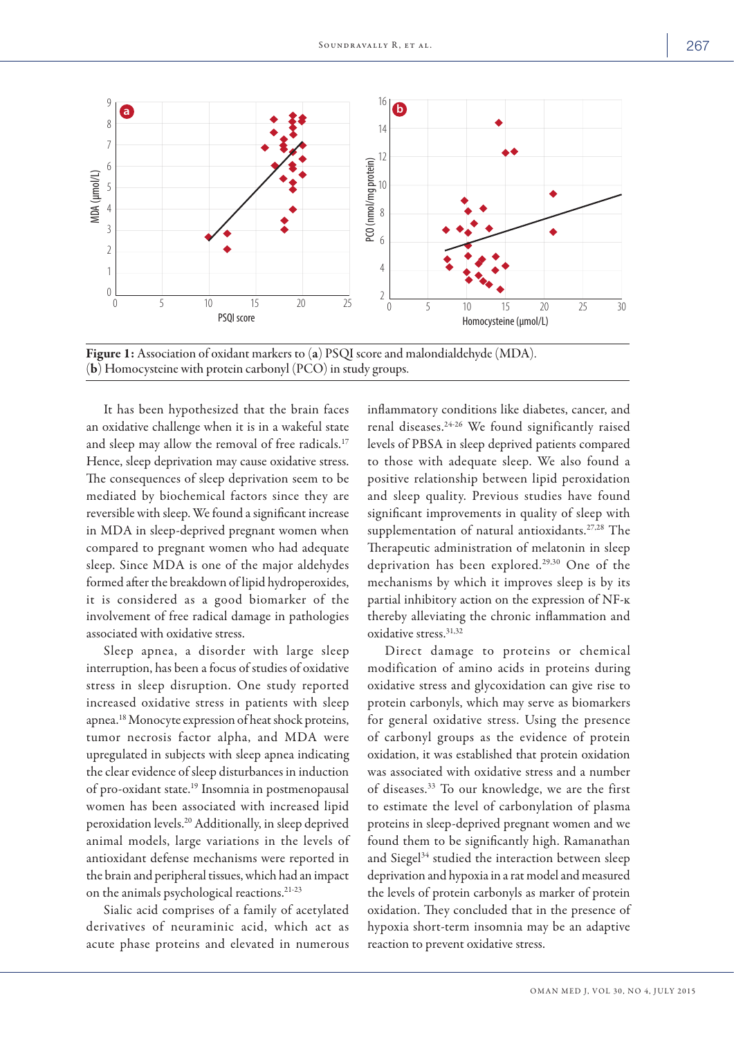**Figure 1:** Association of oxidant markers to (**a**) PSQI score and malondialdehyde (MDA). (**b**) Homocysteine with protein carbonyl (PCO) in study groups.

It has been hypothesized that the brain faces an oxidative challenge when it is in a wakeful state and sleep may allow the removal of free radicals.[17] Hence, sleep deprivation may cause oxidative stress. The consequences of sleep deprivation seem to be mediated by biochemical factors since they are reversible with sleep. We found a significant increase in MDA in sleep-deprived pregnant women when compared to pregnant women who had adequate sleep. Since MDA is one of the major aldehydes formed after the breakdown of lipid hydroperoxides, it is considered as a good biomarker of the involvement of free radical damage in pathologies associated with oxidative stress.

Sleep apnea, a disorder with large sleep interruption, has been a focus of studies of oxidative stress in sleep disruption. One study reported increased oxidative stress in patients with sleep apnea.[18] Monocyte expression of heat shock proteins, tumor necrosis factor alpha, and MDA were upregulated in subjects with sleep apnea indicating the clear evidence of sleep disturbances in induction of pro-oxidant state.[19] Insomnia in postmenopausal women has been associated with increased lipid peroxidation levels.[20] Additionally, in sleep deprived animal models, large variations in the levels of antioxidant defense mechanisms were reported in the brain and peripheral tissues, which had an impact on the animals psychological reactions.[21-23]

Sialic acid comprises of a family of acetylated derivatives of neuraminic acid, which act as acute phase proteins and elevated in numerous inflammatory conditions like diabetes, cancer, and renal diseases.[24-26] We found significantly raised levels of PBSA in sleep deprived patients compared to those with adequate sleep. We also found a positive relationship between lipid peroxidation and sleep quality. Previous studies have found significant improvements in quality of sleep with supplementation of natural antioxidants.[27,28] The Therapeutic administration of melatonin in sleep deprivation has been explored.[29,30] One of the mechanisms by which it improves sleep is by its partial inhibitory action on the expression of NF-κ thereby alleviating the chronic inflammation and oxidative stress.[31,32]

Direct damage to proteins or chemical modification of amino acids in proteins during oxidative stress and glycoxidation can give rise to protein carbonyls, which may serve as biomarkers for general oxidative stress. Using the presence of carbonyl groups as the evidence of protein oxidation, it was established that protein oxidation was associated with oxidative stress and a number of diseases.[33] To our knowledge, we are the first to estimate the level of carbonylation of plasma proteins in sleep-deprived pregnant women and we found them to be significantly high. Ramanathan and Siegel[34] studied the interaction between sleep deprivation and hypoxia in a rat model and measured the levels of protein carbonyls as marker of protein oxidation. They concluded that in the presence of hypoxia short-term insomnia may be an adaptive reaction to prevent oxidative stress.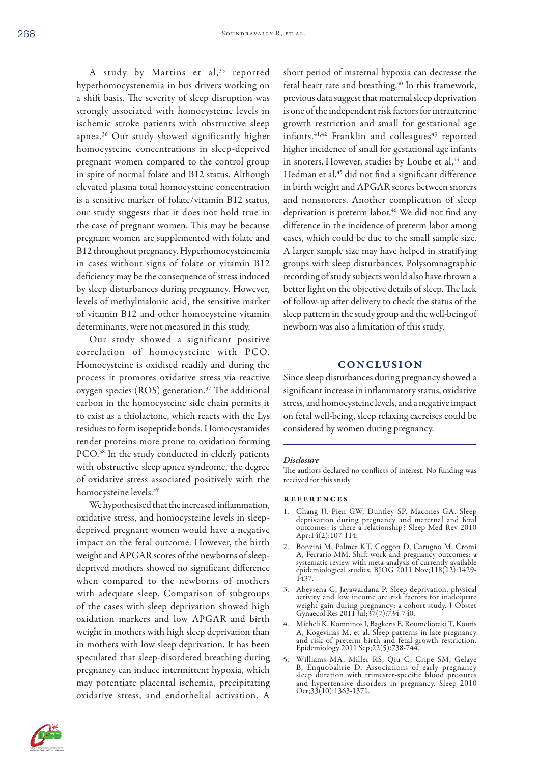A study by Martins et al,[35] reported hyperhomocystenemia in bus drivers working on a shift basis. The severity of sleep disruption was strongly associated with homocysteine levels in ischemic stroke patients with obstructive sleep apnea.[36] Our study showed significantly higher homocysteine concentrations in sleep-deprived pregnant women compared to the control group in spite of normal folate and B12 status. Although elevated plasma total homocysteine concentration is a sensitive marker of folate/vitamin B12 status, our study suggests that it does not hold true in the case of pregnant women. This may be because pregnant women are supplemented with folate and B12 throughout pregnancy. Hyperhomocysteinemia in cases without signs of folate or vitamin B12 deficiency may be the consequence of stress induced by sleep disturbances during pregnancy. However, levels of methylmalonic acid, the sensitive marker of vitamin B12 and other homocysteine vitamin determinants, were not measured in this study.

Our study showed a significant positive correlation of homocysteine with PCO. Homocysteine is oxidised readily and during the process it promotes oxidative stress via reactive oxygen species (ROS) generation.[37] The additional carbon in the homocysteine side chain permits it to exist as a thiolactone, which reacts with the Lys residues to form isopeptide bonds. Homocystamides render proteins more prone to oxidation forming PCO.[38] In the study conducted in elderly patients with obstructive sleep apnea syndrome, the degree of oxidative stress associated positively with the homocysteine levels.[39]

We hypothesised that the increased inflammation, oxidative stress, and homocysteine levels in sleep-deprived pregnant women would have a negative impact on the fetal outcome. However, the birth weight and APGAR scores of the newborns of sleep-deprived mothers showed no significant difference when compared to the newborns of mothers with adequate sleep. Comparison of subgroups of the cases with sleep deprivation showed high oxidation markers and low APGAR and birth weight in mothers with high sleep deprivation than in mothers with low sleep deprivation. It has been speculated that sleep-disordered breathing during pregnancy can induce intermittent hypoxia, which may potentiate placental ischemia, precipitating oxidative stress, and endothelial activation. A short period of maternal hypoxia can decrease the fetal heart rate and breathing.[40] In this framework, previous data suggest that maternal sleep deprivation is one of the independent risk factors for intrauterine growth restriction and small for gestational age infants.[41,42] Franklin and colleagues[43] reported higher incidence of small for gestational age infants in snorers. However, studies by Loube et al,[44] and Hedman et al,[45] did not find a significant difference in birth weight and APGAR scores between snorers and nonsnorers. Another complication of sleep deprivation is preterm labor.[46] We did not find any difference in the incidence of preterm labor among cases, which could be due to the small sample size. A larger sample size may have helped in stratifying groups with sleep disturbances. Polysomnagraphic recording of study subjects would also have thrown a better light on the objective details of sleep. The lack of follow-up after delivery to check the status of the sleep pattern in the study group and the well-being of newborn was also a limitation of this study.

## CONCLUSION

Since sleep disturbances during pregnancy showed a significant increase in inflammatory status, oxidative stress, and homocysteine levels, and a negative impact on fetal well-being, sleep relaxing exercises could be considered by women during pregnancy.

### *Disclosure*

The authors declared no conflicts of interest. No funding was received for this study.

## REFERENCES

1. Chang JJ, Pien GW, Duntley SP, Macones GA. Sleep deprivation during pregnancy and maternal and fetal outcomes: is there a relationship? Sleep Med Rev 2010 Apr;14(2):107-114.
2. Bonzini M, Palmer KT, Coggon D, Carugno M, Cromi A, Ferrario MM. Shift work and pregnancy outcomes: a systematic review with meta-analysis of currently available epidemiological studies. BJOG 2011 Nov;118(12):1429-1437.
3. Abeysena C, Jayawardana P. Sleep deprivation, physical activity and low income are risk factors for inadequate weight gain during pregnancy: a cohort study. J Obstet Gynaecol Res 2011 Jul;37(7):734-740.
4. Micheli K, Komninos I, Bagkeris E, Roumeliotaki T, Koutis A, Kogevinas M, et al. Sleep patterns in late pregnancy and risk of preterm birth and fetal growth restriction. Epidemiology 2011 Sep;22(5):738-744.
5. Williams MA, Miller RS, Qiu C, Cripe SM, Gelaye B, Enquobahrie D. Associations of early pregnancy sleep duration with trimester-specific blood pressures and hypertensive disorders in pregnancy. Sleep 2010 Oct;33(10):1363-1371.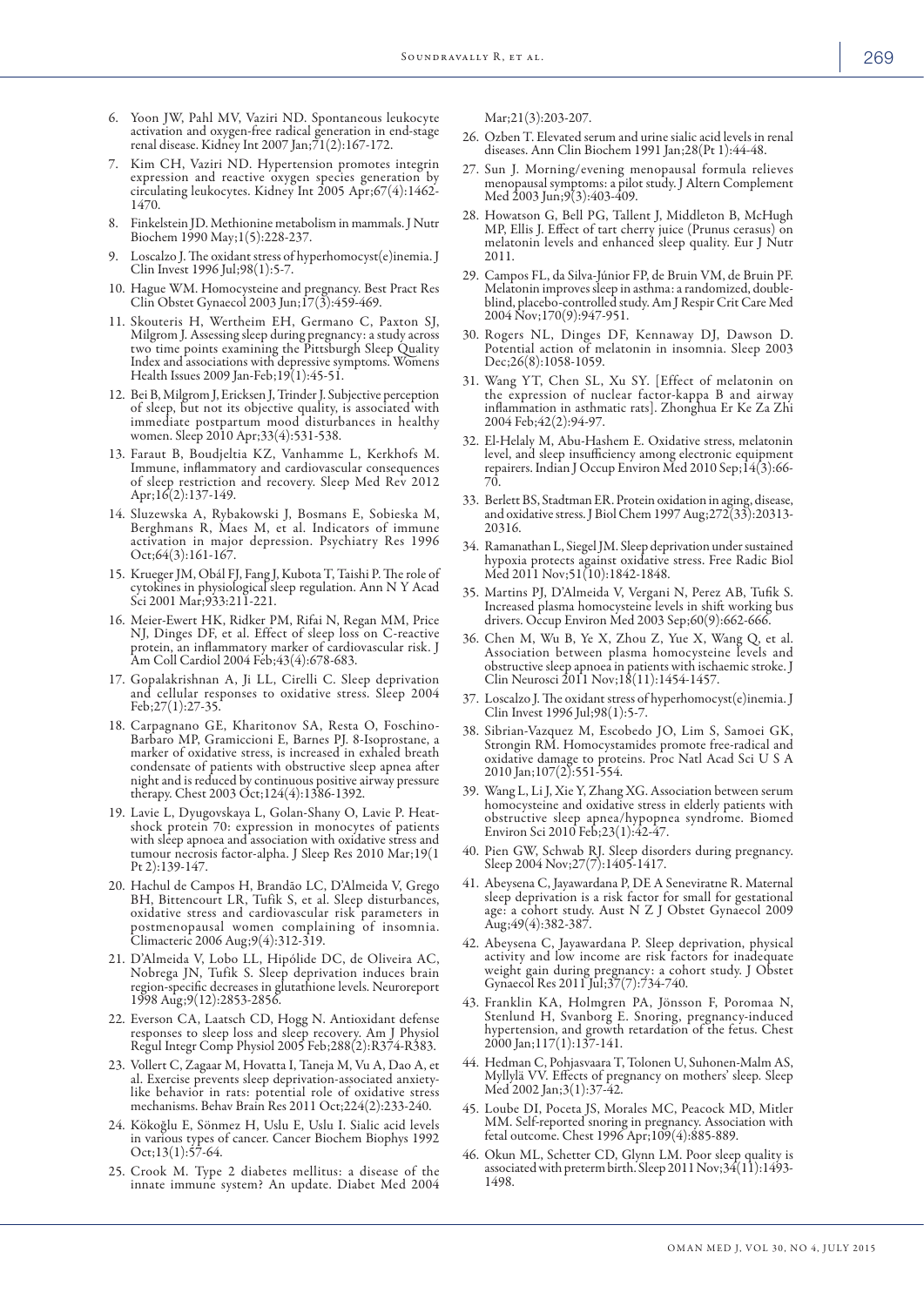6. Yoon JW, Pahl MV, Vaziri ND. Spontaneous leukocyte activation and oxygen-free radical generation in end-stage renal disease. Kidney Int 2007 Jan;71(2):167-172.
7. Kim CH, Vaziri ND. Hypertension promotes integrin expression and reactive oxygen species generation by circulating leukocytes. Kidney Int 2005 Apr;67(4):1462-1470.
8. Finkelstein JD. Methionine metabolism in mammals. J Nutr Biochem 1990 May;1(5):228-237.
9. Loscalzo J. The oxidant stress of hyperhomocyst(e)inemia. J Clin Invest 1996 Jul;98(1):5-7.
10. Hague WM. Homocysteine and pregnancy. Best Pract Res Clin Obstet Gynaecol 2003 Jun;17(3):459-469.
11. Skouteris H, Wertheim EH, Germano C, Paxton SJ, Milgrom J. Assessing sleep during pregnancy: a study across two time points examining the Pittsburgh Sleep Quality Index and associations with depressive symptoms. Womens Health Issues 2009 Jan-Feb;19(1):45-51.
12. Bei B, Milgrom J, Ericksen J, Trinder J. Subjective perception of sleep, but not its objective quality, is associated with immediate postpartum mood disturbances in healthy women. Sleep 2010 Apr;33(4):531-538.
13. Faraut B, Boudjeltia KZ, Vanhamme L, Kerkhofs M. Immune, inflammatory and cardiovascular consequences of sleep restriction and recovery. Sleep Med Rev 2012 Apr;16(2):137-149.
14. Sluzewska A, Rybakowski J, Bosmans E, Sobieska M, Berghmans R, Maes M, et al. Indicators of immune activation in major depression. Psychiatry Res 1996 Oct;64(3):161-167.
15. Krueger JM, Obál FJ, Fang J, Kubota T, Taishi P. The role of cytokines in physiological sleep regulation. Ann N Y Acad Sci 2001 Mar;933:211-221.
16. Meier-Ewert HK, Ridker PM, Rifai N, Regan MM, Price NJ, Dinges DF, et al. Effect of sleep loss on C-reactive protein, an inflammatory marker of cardiovascular risk. J Am Coll Cardiol 2004 Feb;43(4):678-683.
17. Gopalakrishnan A, Ji LL, Cirelli C. Sleep deprivation and cellular responses to oxidative stress. Sleep 2004 Feb;27(1):27-35.
18. Carpagnano GE, Kharitonov SA, Resta O, Foschino-Barbaro MP, Gramiccioni E, Barnes PJ. 8-Isoprostane, a marker of oxidative stress, is increased in exhaled breath condensate of patients with obstructive sleep apnea after night and is reduced by continuous positive airway pressure therapy. Chest 2003 Oct;124(4):1386-1392.
19. Lavie L, Dyugovskaya L, Golan-Shany O, Lavie P. Heat-shock protein 70: expression in monocytes of patients with sleep apnoea and association with oxidative stress and tumour necrosis factor-alpha. J Sleep Res 2010 Mar;19(1 Pt 2):139-147.
20. Hachul de Campos H, Brandão LC, D'Almeida V, Grego BH, Bittencourt LR, Tufik S, et al. Sleep disturbances, oxidative stress and cardiovascular risk parameters in postmenopausal women complaining of insomnia. Climacteric 2006 Aug;9(4):312-319.
21. D'Almeida V, Lobo LL, Hipólide DC, de Oliveira AC, Nobrega JN, Tufik S. Sleep deprivation induces brain region-specific decreases in glutathione levels. Neuroreport 1998 Aug;9(12):2853-2856.
22. Everson CA, Laatsch CD, Hogg N. Antioxidant defense responses to sleep loss and sleep recovery. Am J Physiol Regul Integr Comp Physiol 2005 Feb;288(2):R374-R383.
23. Vollert C, Zagaar M, Hovatta I, Taneja M, Vu A, Dao A, et al. Exercise prevents sleep deprivation-associated anxiety-like behavior in rats: potential role of oxidative stress mechanisms. Behav Brain Res 2011 Oct;224(2):233-240.
24. Kökoğlu E, Sönmez H, Uslu E, Uslu I. Sialic acid levels in various types of cancer. Cancer Biochem Biophys 1992 Oct;13(1):57-64.
25. Crook M. Type 2 diabetes mellitus: a disease of the innate immune system? An update. Diabet Med 2004 Mar;21(3):203-207.
26. Ozben T. Elevated serum and urine sialic acid levels in renal diseases. Ann Clin Biochem 1991 Jan;28(Pt 1):44-48.
27. Sun J. Morning/evening menopausal formula relieves menopausal symptoms: a pilot study. J Altern Complement Med 2003 Jun;9(3):403-409.
28. Howatson G, Bell PG, Tallent J, Middleton B, McHugh MP, Ellis J. Effect of tart cherry juice (Prunus cerasus) on melatonin levels and enhanced sleep quality. Eur J Nutr 2011.
29. Campos FL, da Silva-Júnior FP, de Bruin VM, de Bruin PF. Melatonin improves sleep in asthma: a randomized, double-blind, placebo-controlled study. Am J Respir Crit Care Med 2004 Nov;170(9):947-951.
30. Rogers NL, Dinges DF, Kennaway DJ, Dawson D. Potential action of melatonin in insomnia. Sleep 2003 Dec;26(8):1058-1059.
31. Wang YT, Chen SL, Xu SY. [Effect of melatonin on the expression of nuclear factor-kappa B and airway inflammation in asthmatic rats]. Zhonghua Er Ke Za Zhi 2004 Feb;42(2):94-97.
32. El-Helaly M, Abu-Hashem E. Oxidative stress, melatonin level, and sleep insufficiency among electronic equipment repairers. Indian J Occup Environ Med 2010 Sep;14(3):66-70.
33. Berlett BS, Stadtman ER. Protein oxidation in aging, disease, and oxidative stress. J Biol Chem 1997 Aug;272(33):20313-20316.
34. Ramanathan L, Siegel JM. Sleep deprivation under sustained hypoxia protects against oxidative stress. Free Radic Biol Med 2011 Nov;51(10):1842-1848.
35. Martins PJ, D'Almeida V, Vergani N, Perez AB, Tufik S. Increased plasma homocysteine levels in shift working bus drivers. Occup Environ Med 2003 Sep;60(9):662-666.
36. Chen M, Wu B, Ye X, Zhou Z, Yue X, Wang Q, et al. Association between plasma homocysteine levels and obstructive sleep apnoea in patients with ischaemic stroke. J Clin Neurosci 2011 Nov;18(11):1454-1457.
37. Loscalzo J. The oxidant stress of hyperhomocyst(e)inemia. J Clin Invest 1996 Jul;98(1):5-7.
38. Sibrian-Vazquez M, Escobedo JO, Lim S, Samoei GK, Strongin RM. Homocystamides promote free-radical and oxidative damage to proteins. Proc Natl Acad Sci U S A 2010 Jan;107(2):551-554.
39. Wang L, Li J, Xie Y, Zhang XG. Association between serum homocysteine and oxidative stress in elderly patients with obstructive sleep apnea/hypopnea syndrome. Biomed Environ Sci 2010 Feb;23(1):42-47.
40. Pien GW, Schwab RJ. Sleep disorders during pregnancy. Sleep 2004 Nov;27(7):1405-1417.
41. Abeysena C, Jayawardana P, DE A Seneviratne R. Maternal sleep deprivation is a risk factor for small for gestational age: a cohort study. Aust N Z J Obstet Gynaecol 2009 Aug;49(4):382-387.
42. Abeysena C, Jayawardana P. Sleep deprivation, physical activity and low income are risk factors for inadequate weight gain during pregnancy: a cohort study. J Obstet Gynaecol Res 2011 Jul;37(7):734-740.
43. Franklin KA, Holmgren PA, Jönsson F, Poromaa N, Stenlund H, Svanborg E. Snoring, pregnancy-induced hypertension, and growth retardation of the fetus. Chest 2000 Jan;117(1):137-141.
44. Hedman C, Pohjasvaara T, Tolonen U, Suhonen-Malm AS, Myllylä VV. Effects of pregnancy on mothers' sleep. Sleep Med 2002 Jan;3(1):37-42.
45. Loube DI, Poceta JS, Morales MC, Peacock MD, Mitler MM. Self-reported snoring in pregnancy. Association with fetal outcome. Chest 1996 Apr;109(4):885-889.
46. Okun ML, Schetter CD, Glynn LM. Poor sleep quality is associated with preterm birth. Sleep 2011 Nov;34(11):1493-1498.